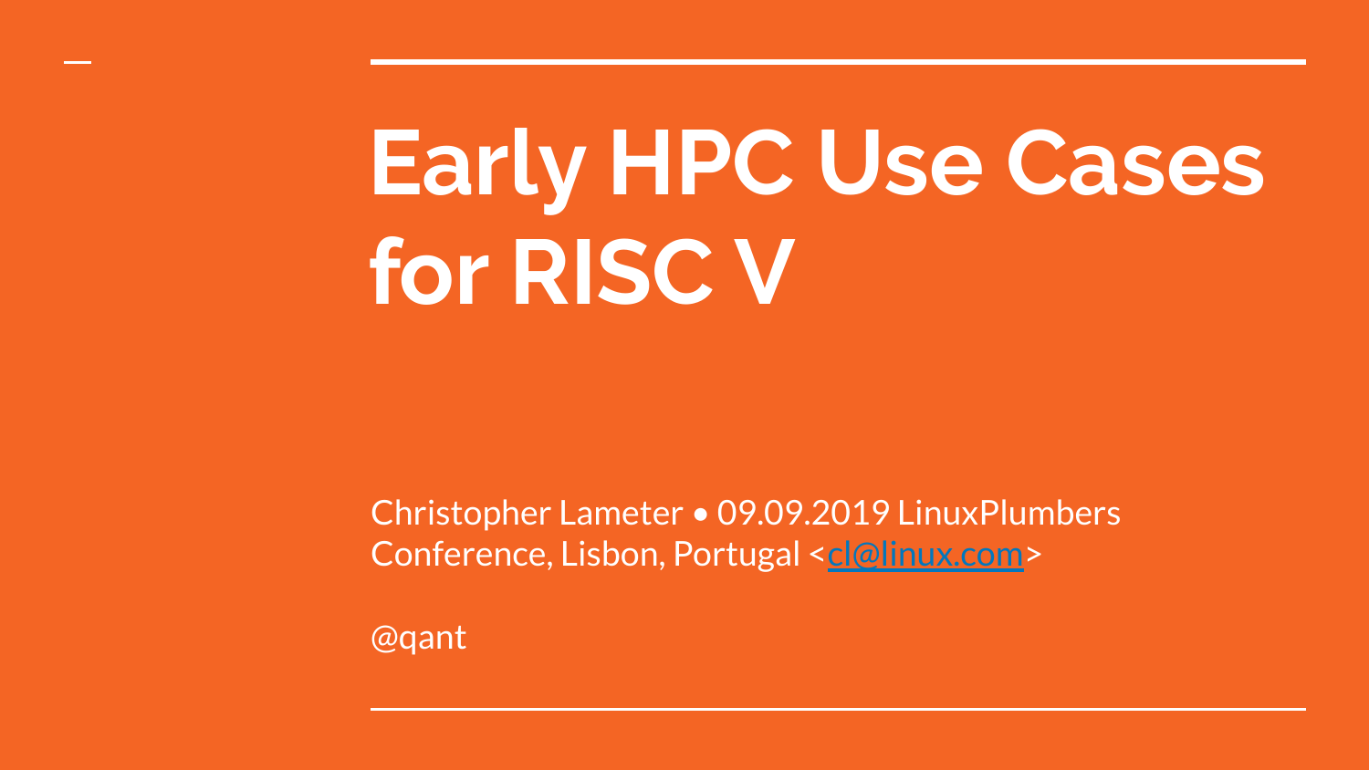# Early HPC Use Cases for RISC V

Christopher Lameter • 09.09.2019 LinuxPlumbers Conference, Lisbon, Portugal <cl@linux.com>

@qant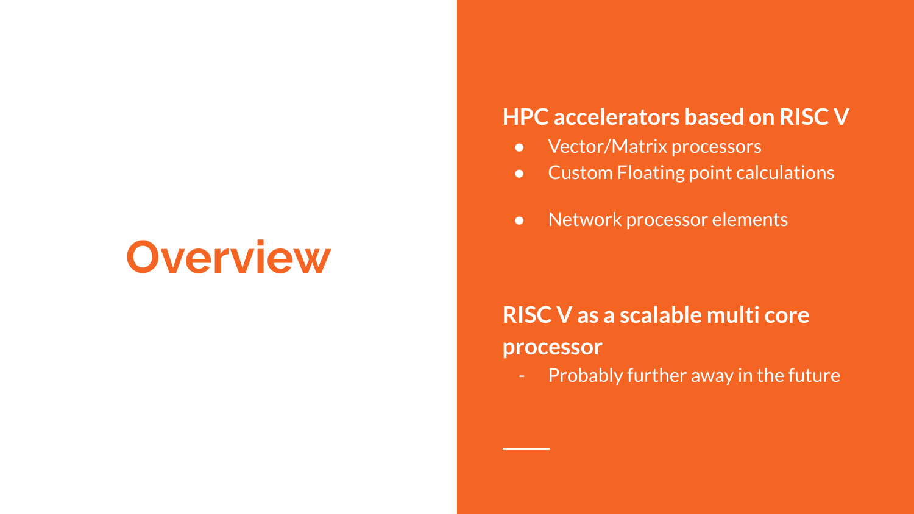# Overview

**HPC accelerators based on RISC V**

- Vector/Matrix processors
- Custom Floating point calculations
- Network processor elements

**RISC V as a scalable multi core processor**

- Probably further away in the future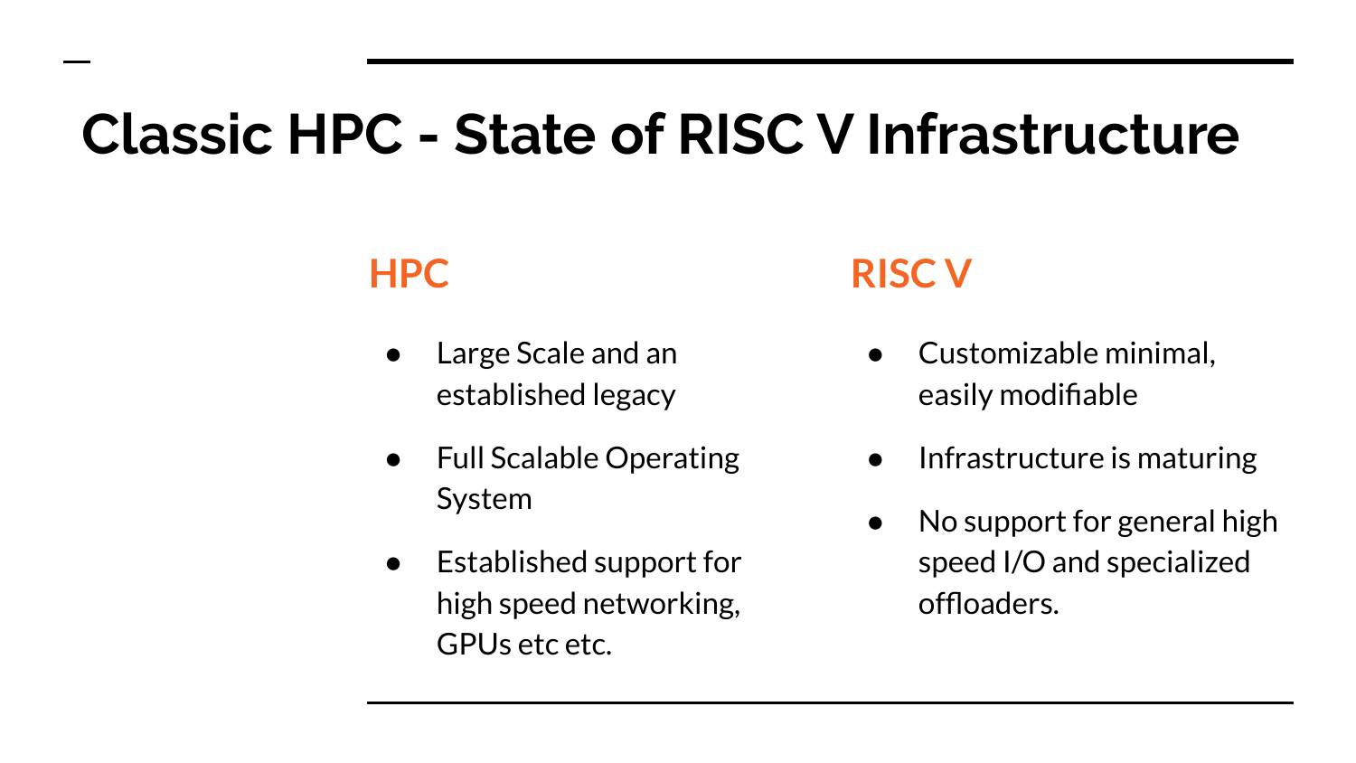# Classic HPC - State of RISC V Infrastructure

## HPC

- Large Scale and an established legacy
- Full Scalable Operating System
- Established support for high speed networking, GPUs etc etc.

## RISC V

- Customizable minimal, easily modifiable
- Infrastructure is maturing
- No support for general high speed I/O and specialized offloaders.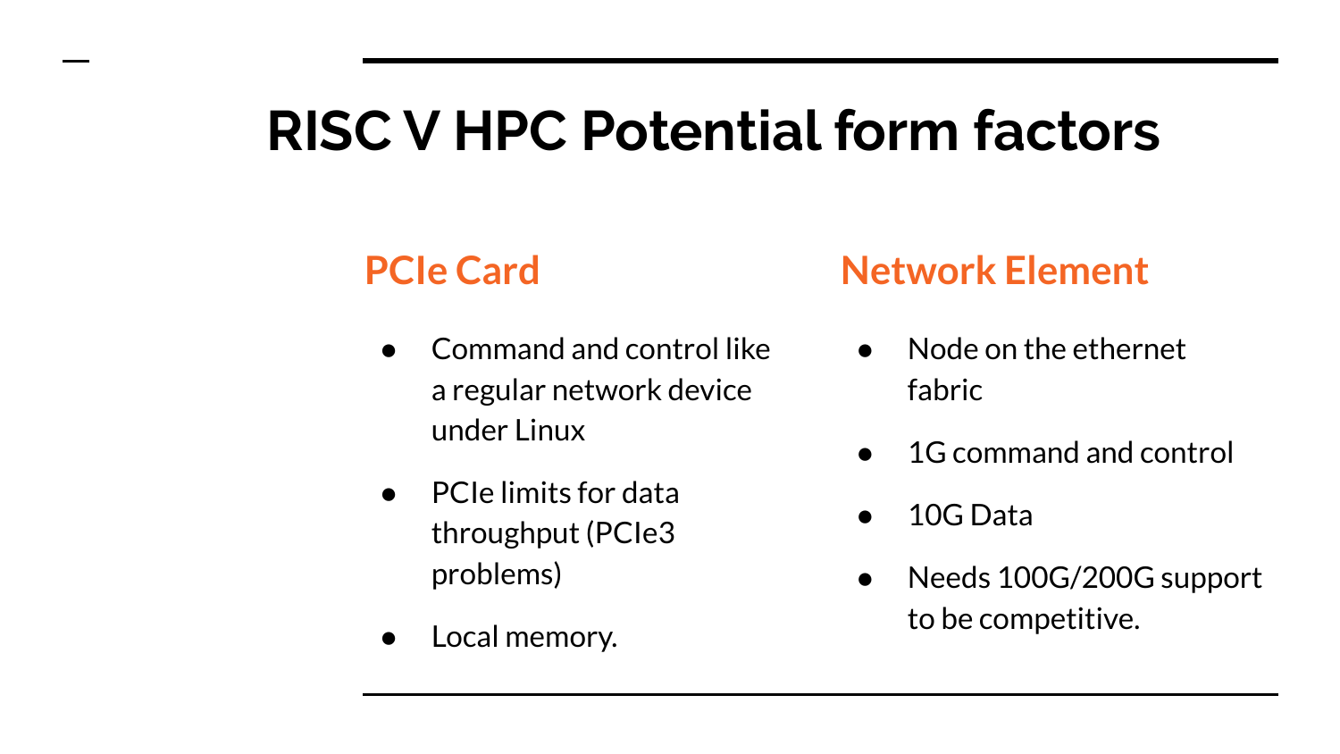# RISC V HPC Potential form factors

## PCIe Card

- Command and control like a regular network device under Linux
- PCIe limits for data throughput (PCIe3 problems)
- Local memory.

## Network Element

- Node on the ethernet fabric
- 1G command and control
- 10G Data
- Needs 100G/200G support to be competitive.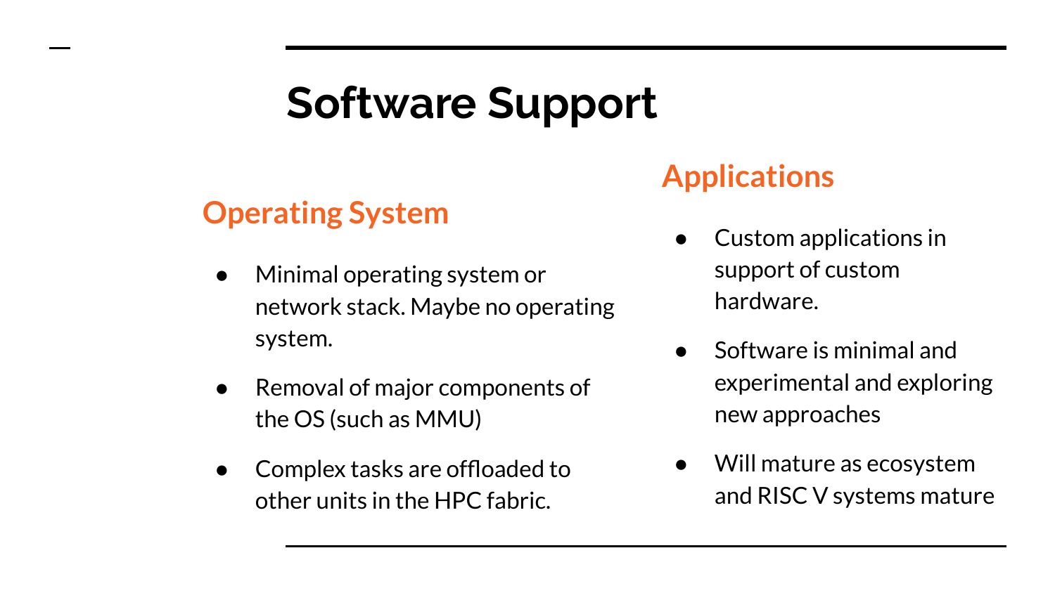# Software Support

## Operating System

- Minimal operating system or network stack. Maybe no operating system.
- Removal of major components of the OS (such as MMU)
- Complex tasks are offloaded to other units in the HPC fabric.

## Applications

- Custom applications in support of custom hardware.
- Software is minimal and experimental and exploring new approaches
- Will mature as ecosystem and RISC V systems mature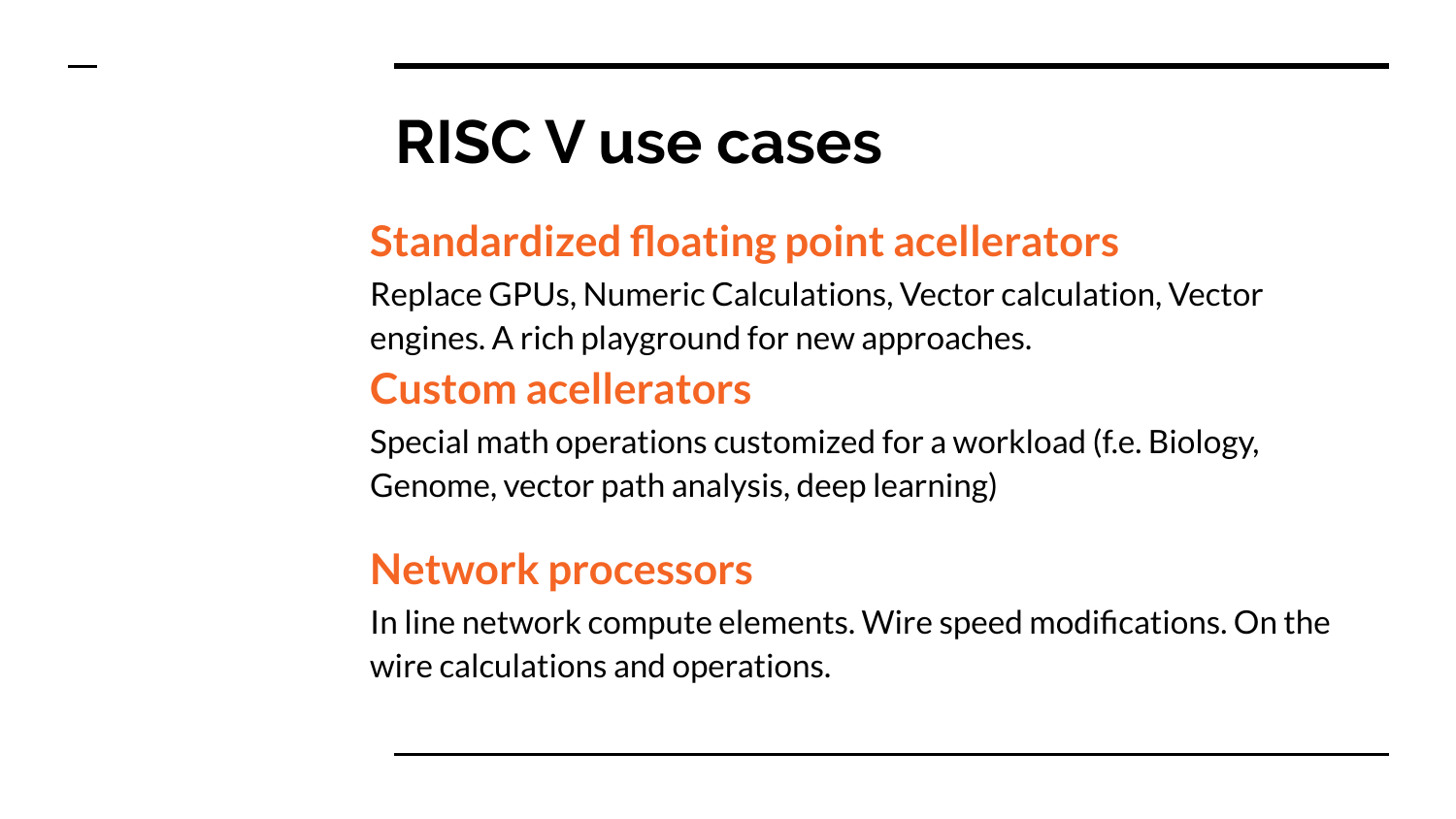# RISC V use cases

## Standardized floating point acellerators

Replace GPUs, Numeric Calculations, Vector calculation, Vector engines. A rich playground for new approaches.

## Custom acellerators

Special math operations customized for a workload (f.e. Biology, Genome, vector path analysis, deep learning)

## Network processors

In line network compute elements. Wire speed modifications. On the wire calculations and operations.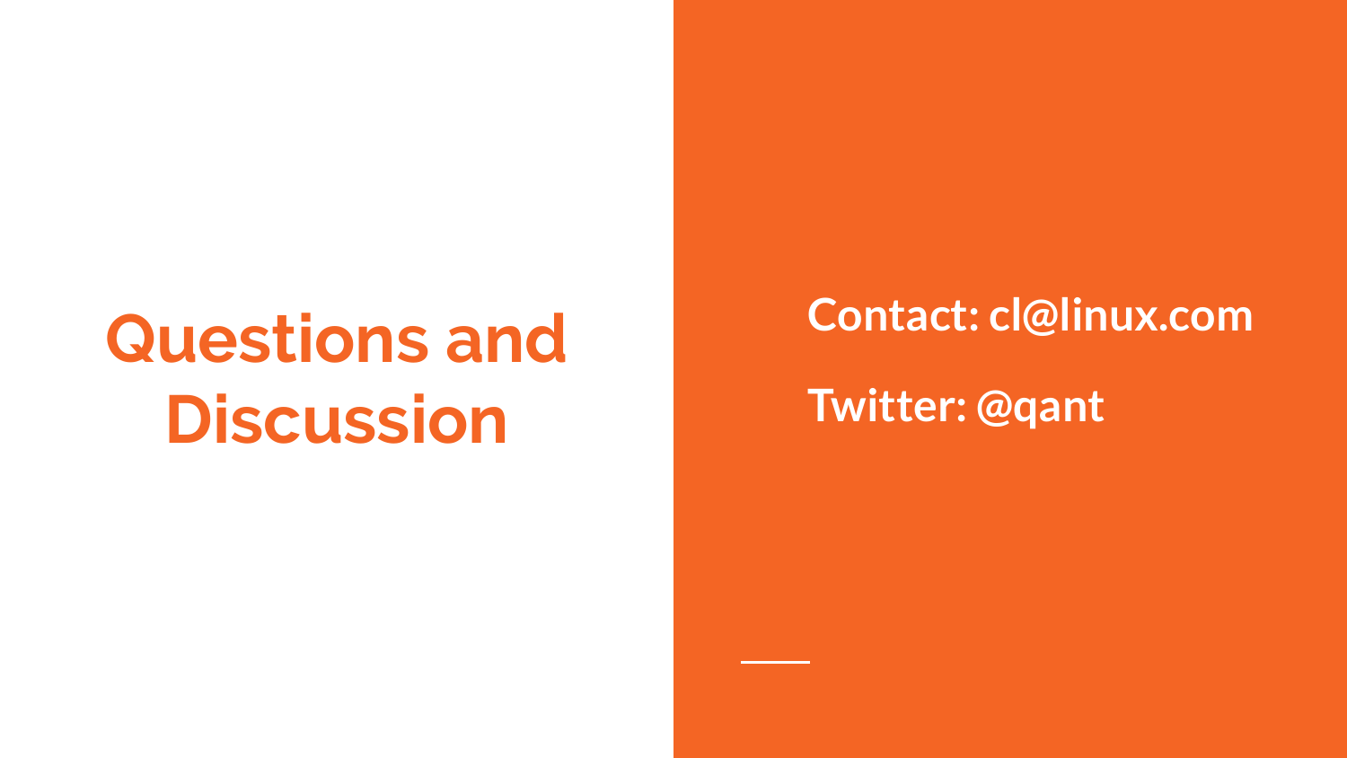# Questions and Discussion

**Contact: cl@linux.com**

**Twitter: @qant**